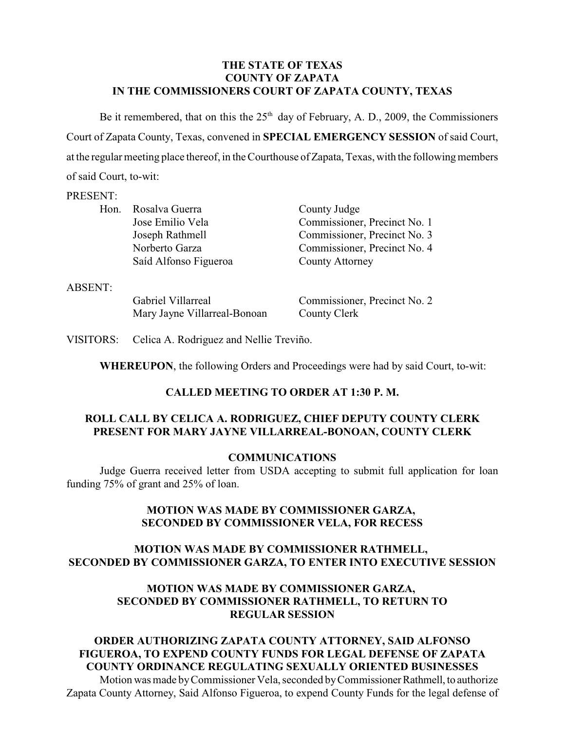**THE STATE OF TEXAS**
**COUNTY OF ZAPATA**
**IN THE COMMISSIONERS COURT OF ZAPATA COUNTY, TEXAS**

Be it remembered, that on this the 25th day of February, A. D., 2009, the Commissioners Court of Zapata County, Texas, convened in **SPECIAL EMERGENCY SESSION** of said Court, at the regular meeting place thereof, in the Courthouse of Zapata, Texas, with the following members of said Court, to-wit:

PRESENT:

| | | |
|---|---|---|
| Hon. | Rosalva Guerra | County Judge |
| | Jose Emilio Vela | Commissioner, Precinct No. 1 |
| | Joseph Rathmell | Commissioner, Precinct No. 3 |
| | Norberto Garza | Commissioner, Precinct No. 4 |
| | Saíd Alfonso Figueroa | County Attorney |

ABSENT:

| | |
|---|---|
| Gabriel Villarreal | Commissioner, Precinct No. 2 |
| Mary Jayne Villarreal-Bonoan | County Clerk |

VISITORS: Celica A. Rodriguez and Nellie Treviño.

**WHEREUPON**, the following Orders and Proceedings were had by said Court, to-wit:

**CALLED MEETING TO ORDER AT 1:30 P. M.**

**ROLL CALL BY CELICA A. RODRIGUEZ, CHIEF DEPUTY COUNTY CLERK PRESENT FOR MARY JAYNE VILLARREAL-BONOAN, COUNTY CLERK**

**COMMUNICATIONS**

Judge Guerra received letter from USDA accepting to submit full application for loan funding 75% of grant and 25% of loan.

**MOTION WAS MADE BY COMMISSIONER GARZA, SECONDED BY COMMISSIONER VELA, FOR RECESS**

**MOTION WAS MADE BY COMMISSIONER RATHMELL, SECONDED BY COMMISSIONER GARZA, TO ENTER INTO EXECUTIVE SESSION**

**MOTION WAS MADE BY COMMISSIONER GARZA, SECONDED BY COMMISSIONER RATHMELL, TO RETURN TO REGULAR SESSION**

**ORDER AUTHORIZING ZAPATA COUNTY ATTORNEY, SAID ALFONSO FIGUEROA, TO EXPEND COUNTY FUNDS FOR LEGAL DEFENSE OF ZAPATA COUNTY ORDINANCE REGULATING SEXUALLY ORIENTED BUSINESSES**

Motion was made by Commissioner Vela, seconded by Commissioner Rathmell, to authorize Zapata County Attorney, Said Alfonso Figueroa, to expend County Funds for the legal defense of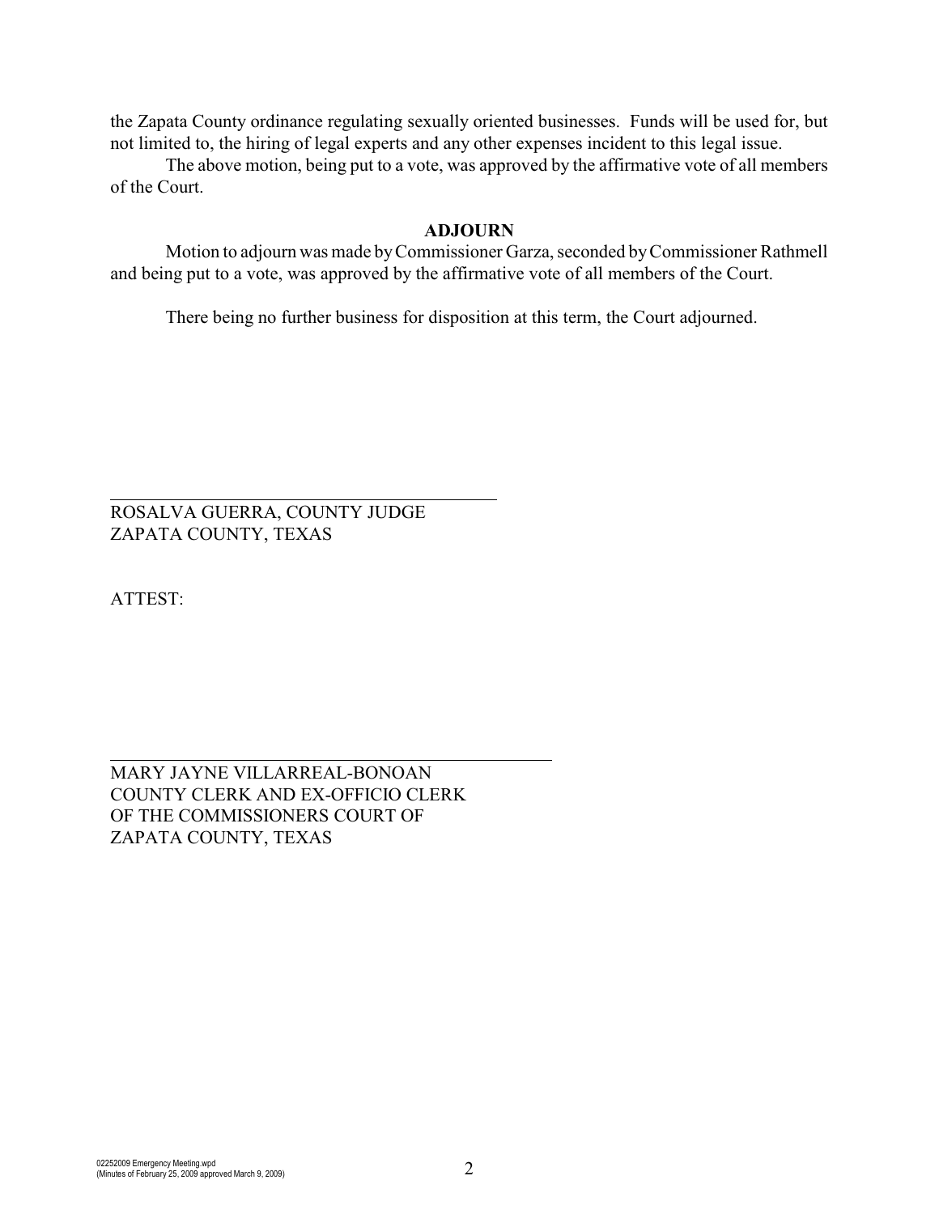the Zapata County ordinance regulating sexually oriented businesses. Funds will be used for, but not limited to, the hiring of legal experts and any other expenses incident to this legal issue.

The above motion, being put to a vote, was approved by the affirmative vote of all members of the Court.

**ADJOURN**

Motion to adjourn was made by Commissioner Garza, seconded by Commissioner Rathmell and being put to a vote, was approved by the affirmative vote of all members of the Court.

There being no further business for disposition at this term, the Court adjourned.

\_\_\_\_\_\_\_\_\_\_\_\_\_\_\_\_\_\_\_\_\_\_\_\_\_\_\_\_\_\_\_\_\_\_\_\_\_\_\_\_

ROSALVA GUERRA, COUNTY JUDGE
ZAPATA COUNTY, TEXAS

ATTEST:

\_\_\_\_\_\_\_\_\_\_\_\_\_\_\_\_\_\_\_\_\_\_\_\_\_\_\_\_\_\_\_\_\_\_\_\_\_\_\_\_\_\_\_\_\_\_

MARY JAYNE VILLARREAL-BONOAN
COUNTY CLERK AND EX-OFFICIO CLERK
OF THE COMMISSIONERS COURT OF
ZAPATA COUNTY, TEXAS

02252009 Emergency Meeting.wpd
(Minutes of February 25, 2009 approved March 9, 2009)